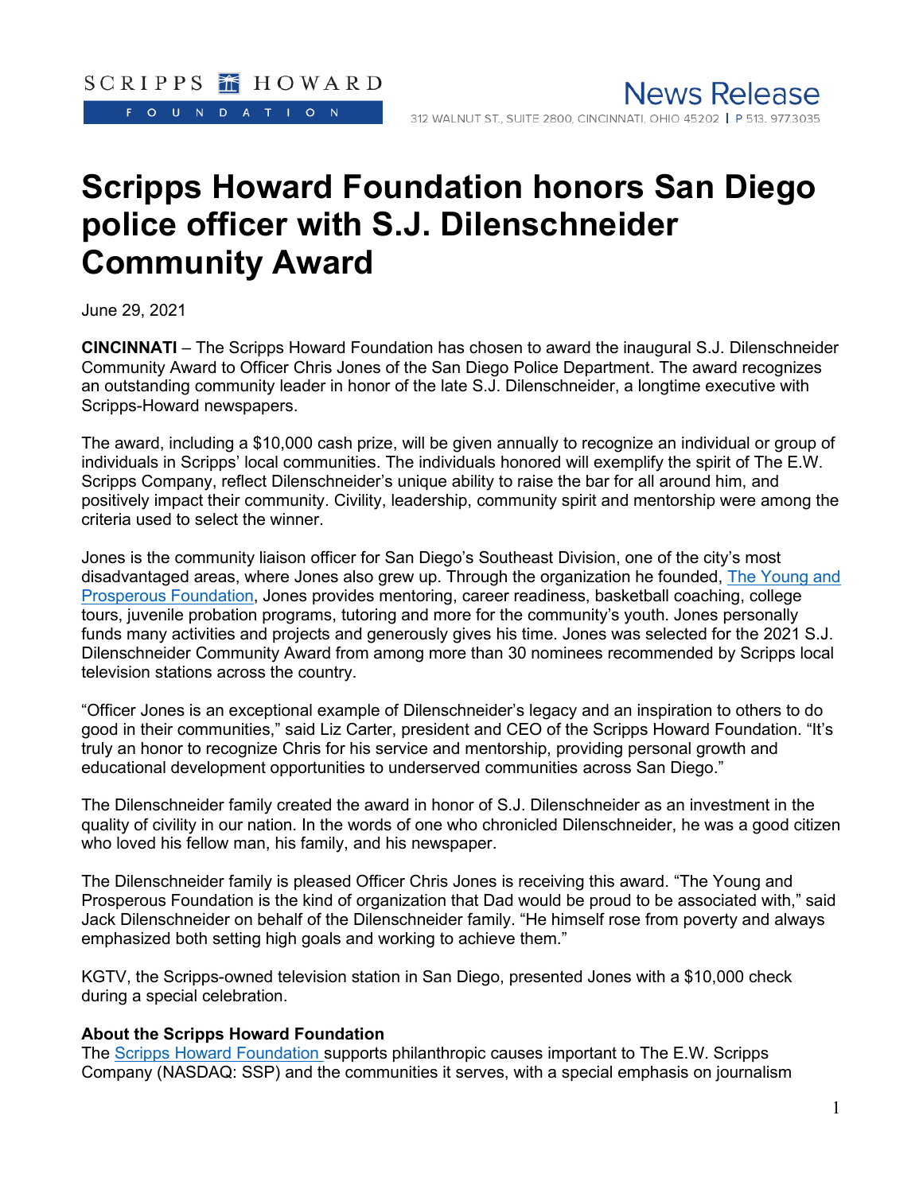SCRIPPS HOWARD
FOUNDATION

**News Release**

312 WALNUT ST., SUITE 2800, CINCINNATI, OHIO 45202 | P 513. 977.3035

# Scripps Howard Foundation honors San Diego police officer with S.J. Dilenschneider Community Award

June 29, 2021

**CINCINNATI** – The Scripps Howard Foundation has chosen to award the inaugural S.J. Dilenschneider Community Award to Officer Chris Jones of the San Diego Police Department. The award recognizes an outstanding community leader in honor of the late S.J. Dilenschneider, a longtime executive with Scripps-Howard newspapers.

The award, including a $10,000 cash prize, will be given annually to recognize an individual or group of individuals in Scripps' local communities. The individuals honored will exemplify the spirit of The E.W. Scripps Company, reflect Dilenschneider's unique ability to raise the bar for all around him, and positively impact their community. Civility, leadership, community spirit and mentorship were among the criteria used to select the winner.

Jones is the community liaison officer for San Diego's Southeast Division, one of the city's most disadvantaged areas, where Jones also grew up. Through the organization he founded, The Young and Prosperous Foundation, Jones provides mentoring, career readiness, basketball coaching, college tours, juvenile probation programs, tutoring and more for the community's youth. Jones personally funds many activities and projects and generously gives his time. Jones was selected for the 2021 S.J. Dilenschneider Community Award from among more than 30 nominees recommended by Scripps local television stations across the country.

"Officer Jones is an exceptional example of Dilenschneider's legacy and an inspiration to others to do good in their communities," said Liz Carter, president and CEO of the Scripps Howard Foundation. "It's truly an honor to recognize Chris for his service and mentorship, providing personal growth and educational development opportunities to underserved communities across San Diego."

The Dilenschneider family created the award in honor of S.J. Dilenschneider as an investment in the quality of civility in our nation. In the words of one who chronicled Dilenschneider, he was a good citizen who loved his fellow man, his family, and his newspaper.

The Dilenschneider family is pleased Officer Chris Jones is receiving this award. "The Young and Prosperous Foundation is the kind of organization that Dad would be proud to be associated with," said Jack Dilenschneider on behalf of the Dilenschneider family. "He himself rose from poverty and always emphasized both setting high goals and working to achieve them."

KGTV, the Scripps-owned television station in San Diego, presented Jones with a $10,000 check during a special celebration.

**About the Scripps Howard Foundation**

The Scripps Howard Foundation supports philanthropic causes important to The E.W. Scripps Company (NASDAQ: SSP) and the communities it serves, with a special emphasis on journalism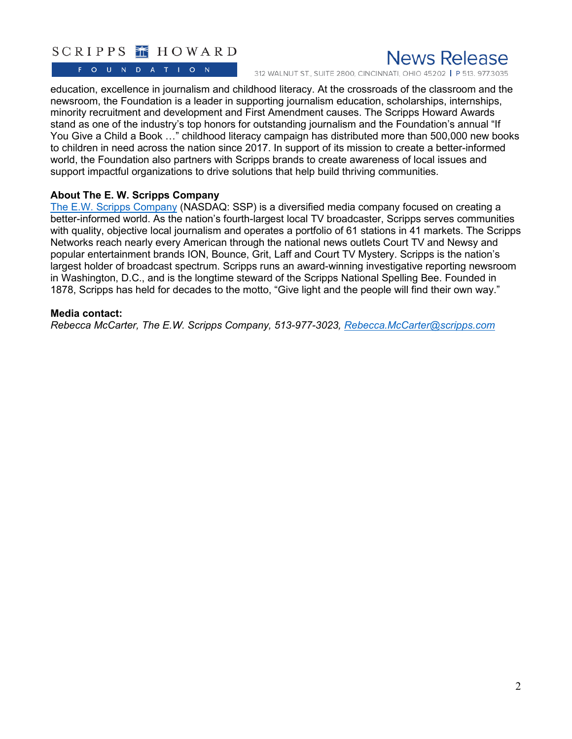education, excellence in journalism and childhood literacy. At the crossroads of the classroom and the newsroom, the Foundation is a leader in supporting journalism education, scholarships, internships, minority recruitment and development and First Amendment causes. The Scripps Howard Awards stand as one of the industry's top honors for outstanding journalism and the Foundation's annual "If You Give a Child a Book …" childhood literacy campaign has distributed more than 500,000 new books to children in need across the nation since 2017. In support of its mission to create a better-informed world, the Foundation also partners with Scripps brands to create awareness of local issues and support impactful organizations to drive solutions that help build thriving communities.

**About The E. W. Scripps Company**

[The E.W. Scripps Company](https://scripps.com) (NASDAQ: SSP) is a diversified media company focused on creating a better-informed world. As the nation's fourth-largest local TV broadcaster, Scripps serves communities with quality, objective local journalism and operates a portfolio of 61 stations in 41 markets. The Scripps Networks reach nearly every American through the national news outlets Court TV and Newsy and popular entertainment brands ION, Bounce, Grit, Laff and Court TV Mystery. Scripps is the nation's largest holder of broadcast spectrum. Scripps runs an award-winning investigative reporting newsroom in Washington, D.C., and is the longtime steward of the Scripps National Spelling Bee. Founded in 1878, Scripps has held for decades to the motto, "Give light and the people will find their own way."

**Media contact:**

*Rebecca McCarter, The E.W. Scripps Company, 513-977-3023, [Rebecca.McCarter@scripps.com](mailto:Rebecca.McCarter@scripps.com)*